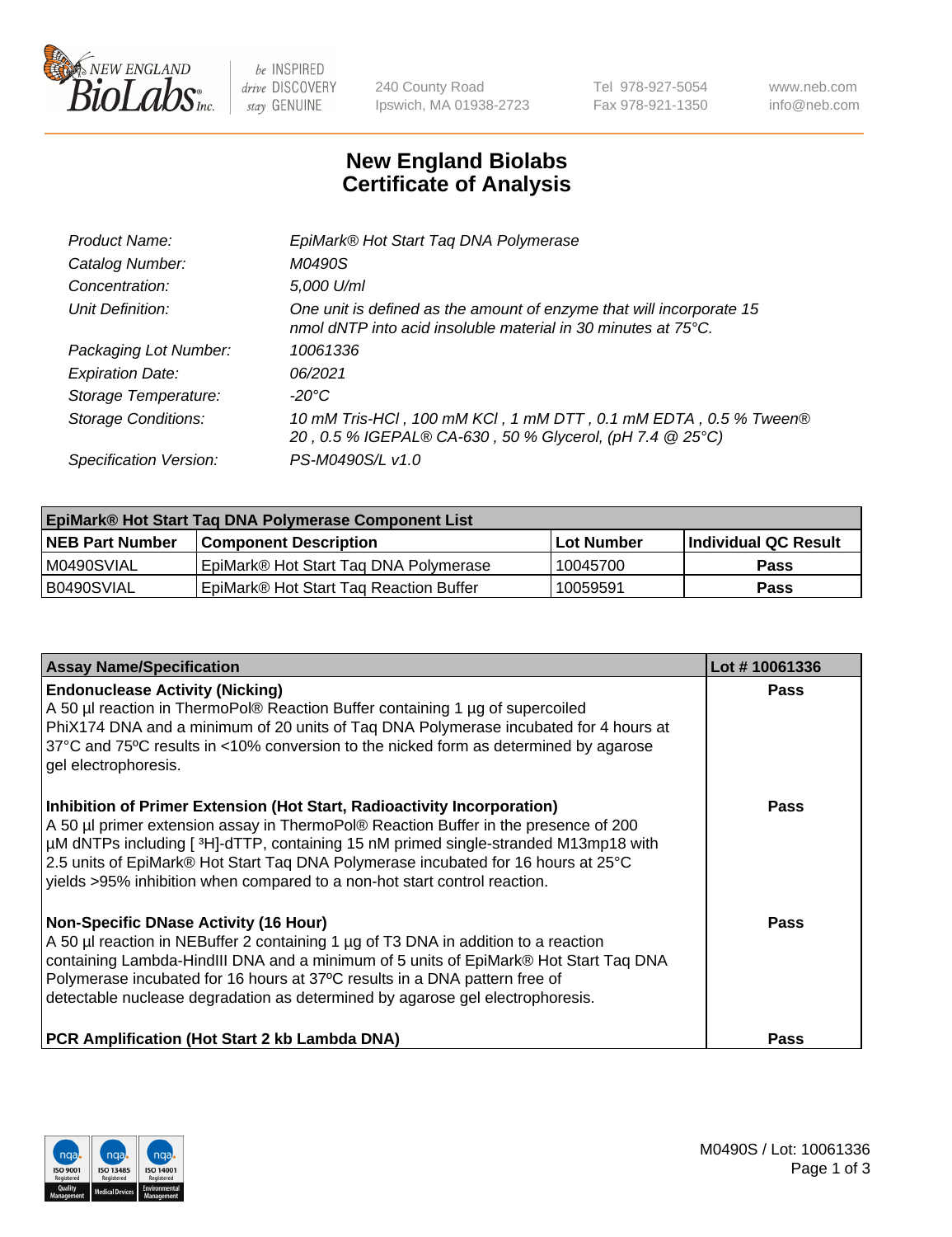# New England Biolabs Certificate of Analysis

| | |
|---|---|
| *Product Name:* | *EpiMark® Hot Start Taq DNA Polymerase* |
| *Catalog Number:* | *M0490S* |
| *Concentration:* | *5,000 U/ml* |
| *Unit Definition:* | *One unit is defined as the amount of enzyme that will incorporate 15 nmol dNTP into acid insoluble material in 30 minutes at 75°C.* |
| *Packaging Lot Number:* | *10061336* |
| *Expiration Date:* | *06/2021* |
| *Storage Temperature:* | *-20°C* |
| *Storage Conditions:* | *10 mM Tris-HCl , 100 mM KCl , 1 mM DTT , 0.1 mM EDTA , 0.5 % Tween® 20 , 0.5 % IGEPAL® CA-630 , 50 % Glycerol, (pH 7.4 @ 25°C)* |
| *Specification Version:* | *PS-M0490S/L v1.0* |

| EpiMark® Hot Start Taq DNA Polymerase Component List | | | |
|---|---|---|---|
| **NEB Part Number** | **Component Description** | **Lot Number** | **Individual QC Result** |
| M0490SVIAL | EpiMark® Hot Start Taq DNA Polymerase | 10045700 | **Pass** |
| B0490SVIAL | EpiMark® Hot Start Taq Reaction Buffer | 10059591 | **Pass** |

| Assay Name/Specification | Lot # 10061336 |
|---|---|
| **Endonuclease Activity (Nicking)**<br>A 50 µl reaction in ThermoPol® Reaction Buffer containing 1 µg of supercoiled PhiX174 DNA and a minimum of 20 units of Taq DNA Polymerase incubated for 4 hours at 37°C and 75ºC results in <10% conversion to the nicked form as determined by agarose gel electrophoresis. | **Pass** |
| **Inhibition of Primer Extension (Hot Start, Radioactivity Incorporation)**<br>A 50 µl primer extension assay in ThermoPol® Reaction Buffer in the presence of 200 µM dNTPs including [ $^3$H]-dTTP, containing 15 nM primed single-stranded M13mp18 with 2.5 units of EpiMark® Hot Start Taq DNA Polymerase incubated for 16 hours at 25°C yields >95% inhibition when compared to a non-hot start control reaction. | **Pass** |
| **Non-Specific DNase Activity (16 Hour)**<br>A 50 µl reaction in NEBuffer 2 containing 1 µg of T3 DNA in addition to a reaction containing Lambda-HindIII DNA and a minimum of 5 units of EpiMark® Hot Start Taq DNA Polymerase incubated for 16 hours at 37ºC results in a DNA pattern free of detectable nuclease degradation as determined by agarose gel electrophoresis. | **Pass** |
| **PCR Amplification (Hot Start 2 kb Lambda DNA)** | **Pass** |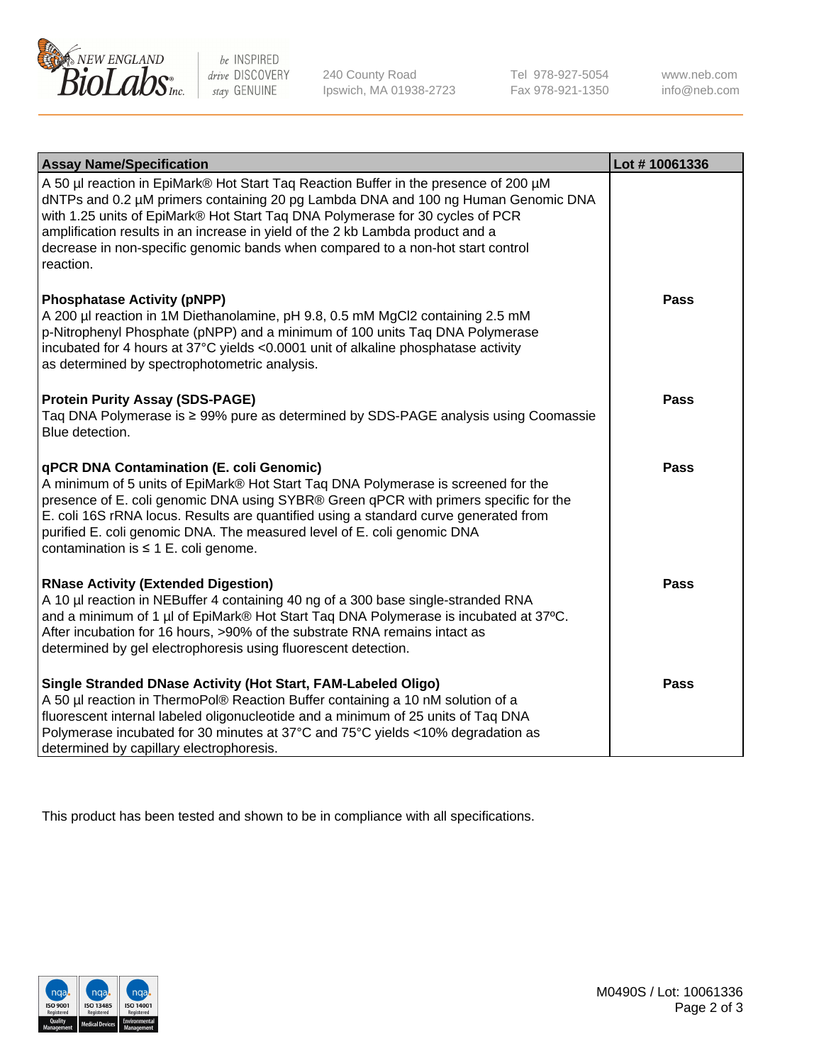| Assay Name/Specification | Lot # 10061336 |
|---|---|
| A 50 µl reaction in EpiMark® Hot Start Taq Reaction Buffer in the presence of 200 µM dNTPs and 0.2 µM primers containing 20 pg Lambda DNA and 100 ng Human Genomic DNA with 1.25 units of EpiMark® Hot Start Taq DNA Polymerase for 30 cycles of PCR amplification results in an increase in yield of the 2 kb Lambda product and a decrease in non-specific genomic bands when compared to a non-hot start control reaction. | |
| **Phosphatase Activity (pNPP)**<br>A 200 µl reaction in 1M Diethanolamine, pH 9.8, 0.5 mM $MgCl_2$ containing 2.5 mM p-Nitrophenyl Phosphate (pNPP) and a minimum of 100 units Taq DNA Polymerase incubated for 4 hours at 37°C yields <0.0001 unit of alkaline phosphatase activity as determined by spectrophotometric analysis. | **Pass** |
| **Protein Purity Assay (SDS-PAGE)**<br>Taq DNA Polymerase is ≥ 99% pure as determined by SDS-PAGE analysis using Coomassie Blue detection. | **Pass** |
| **qPCR DNA Contamination (E. coli Genomic)**<br>A minimum of 5 units of EpiMark® Hot Start Taq DNA Polymerase is screened for the presence of E. coli genomic DNA using SYBR® Green qPCR with primers specific for the E. coli 16S rRNA locus. Results are quantified using a standard curve generated from purified E. coli genomic DNA. The measured level of E. coli genomic DNA contamination is ≤ 1 E. coli genome. | **Pass** |
| **RNase Activity (Extended Digestion)**<br>A 10 µl reaction in NEBuffer 4 containing 40 ng of a 300 base single-stranded RNA and a minimum of 1 µl of EpiMark® Hot Start Taq DNA Polymerase is incubated at 37ºC. After incubation for 16 hours, >90% of the substrate RNA remains intact as determined by gel electrophoresis using fluorescent detection. | **Pass** |
| **Single Stranded DNase Activity (Hot Start, FAM-Labeled Oligo)**<br>A 50 µl reaction in ThermoPol® Reaction Buffer containing a 10 nM solution of a fluorescent internal labeled oligonucleotide and a minimum of 25 units of Taq DNA Polymerase incubated for 30 minutes at 37°C and 75°C yields <10% degradation as determined by capillary electrophoresis. | **Pass** |

This product has been tested and shown to be in compliance with all specifications.

M0490S / Lot: 10061336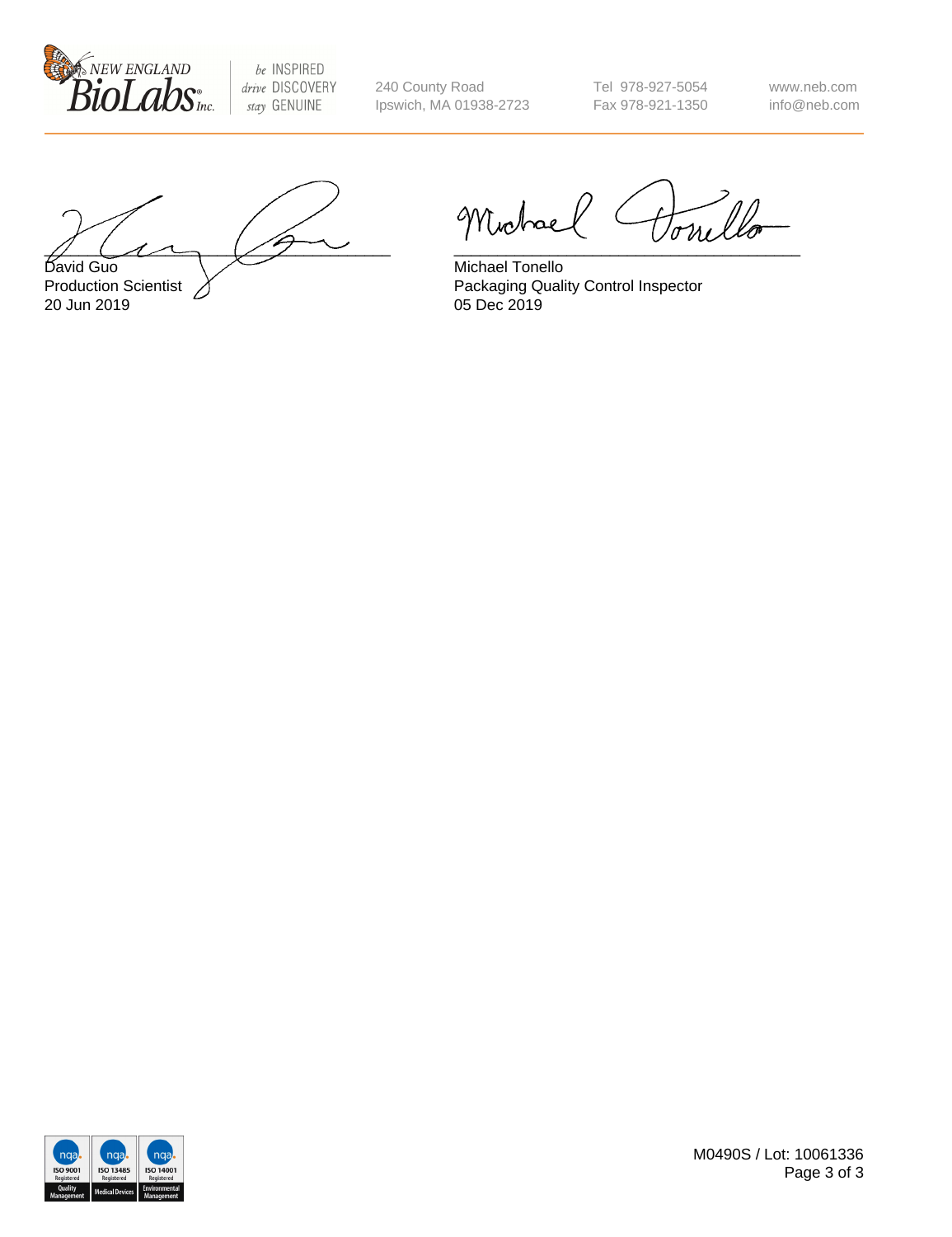David Guo
Production Scientist
20 Jun 2019

Michael Tonello
Packaging Quality Control Inspector
05 Dec 2019